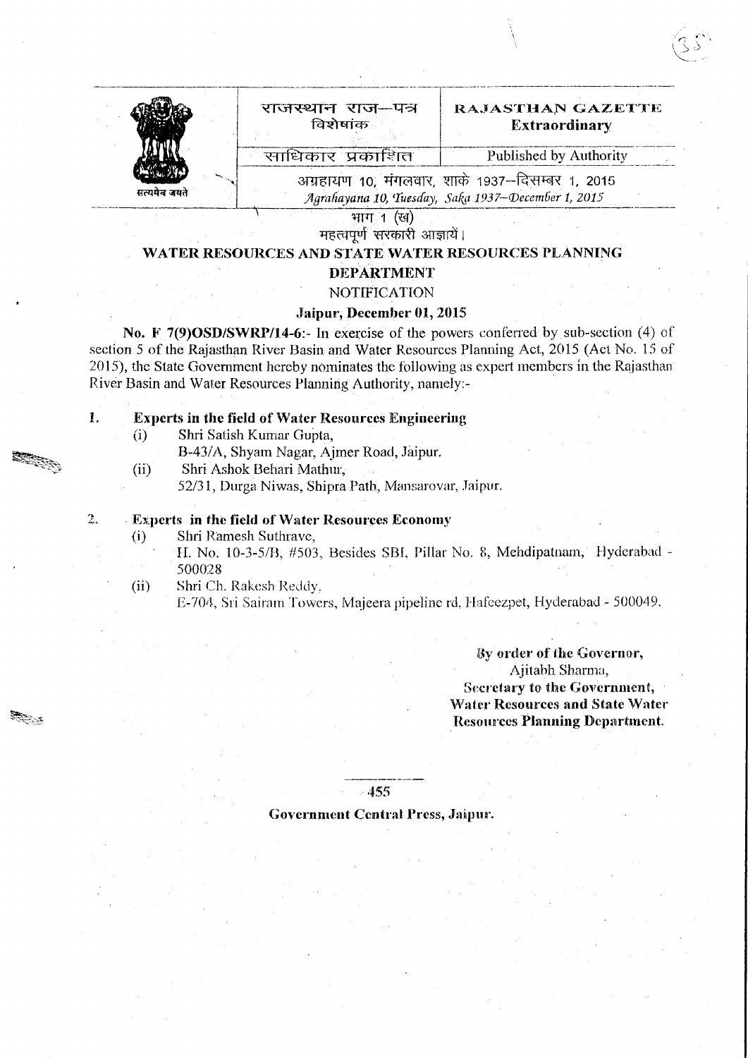| राजस्थान राज–पत्र विशेषांक | RAJASTHAN GAZETTE Extraordinary |
| --- | --- |
| साधिकार प्रकाशित | Published by Authority |

अग्रहायण 10, मंगलवार, शाके 1937–दिसम्बर 1, 2015

*Agrahayana 10, Tuesday, Saka 1937–December 1, 2015*

भाग 1 (ख)

महत्वपूर्ण सरकारी आज्ञायें।

## WATER RESOURCES AND STATE WATER RESOURCES PLANNING DEPARTMENT

### NOTIFICATION

**Jaipur, December 01, 2015**

**No. F 7(9)OSD/SWRP/14-6**:- In exercise of the powers conferred by sub-section (4) of section 5 of the Rajasthan River Basin and Water Resources Planning Act, 2015 (Act No. 15 of 2015), the State Government hereby nominates the following as expert members in the Rajasthan River Basin and Water Resources Planning Authority, namely:-

**1. Experts in the field of Water Resources Engineering**

(i) Shri Satish Kumar Gupta,
B-43/A, Shyam Nagar, Ajmer Road, Jaipur.

(ii) Shri Ashok Behari Mathur,
52/31, Durga Niwas, Shipra Path, Mansarovar, Jaipur.

**2. Experts in the field of Water Resources Economy**

(i) Shri Ramesh Suthrave,
H. No. 10-3-5/B, #503, Besides SBI, Pillar No. 8, Mehdipatnam, Hyderabad - 500028

(ii) Shri Ch. Rakesh Reddy,
E-704, Sri Sairam Towers, Majeera pipeline rd, Hafeezpet, Hyderabad - 500049.

**By order of the Governor,**
Ajitabh Sharma,
**Secretary to the Government,**
**Water Resources and State Water Resources Planning Department.**

**Government Central Press, Jaipur.**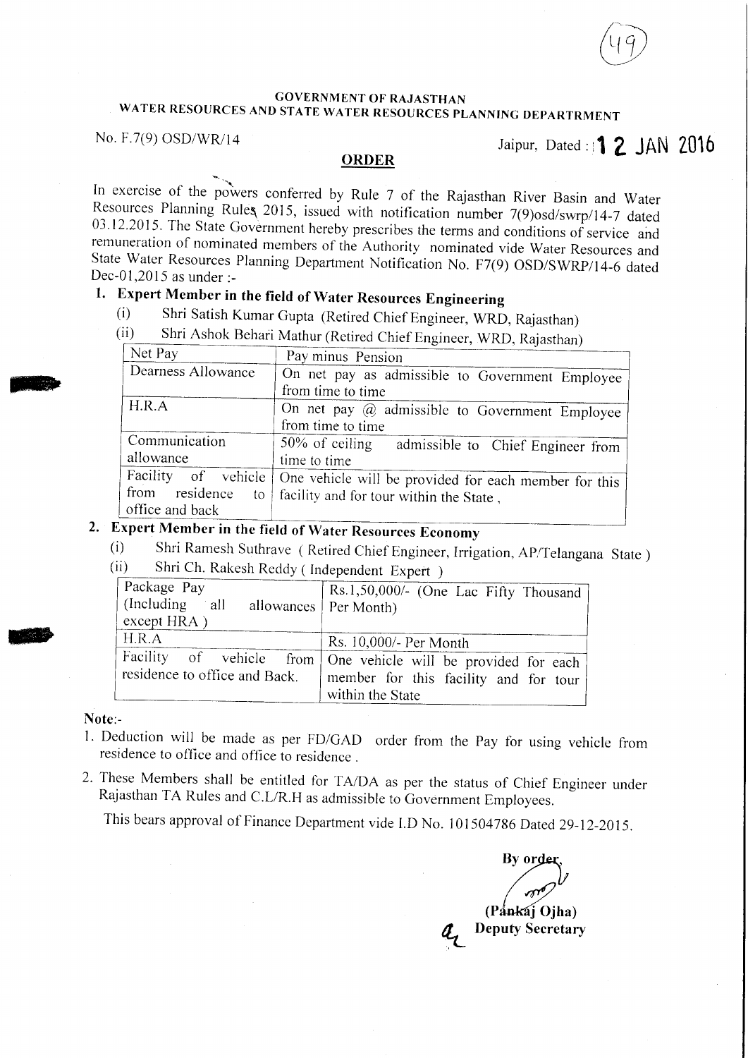**GOVERNMENT OF RAJASTHAN**
**WATER RESOURCES AND STATE WATER RESOURCES PLANNING DEPARTRMENT**

No. F.7(9) OSD/WR/14

Jaipur, Dated : 12 JAN 2016

## ORDER

In exercise of the powers conferred by Rule 7 of the Rajasthan River Basin and Water Resources Planning Rules 2015, issued with notification number 7(9)osd/swrp/14-7 dated 03.12.2015. The State Government hereby prescribes the terms and conditions of service and remuneration of nominated members of the Authority nominated vide Water Resources and State Water Resources Planning Department Notification No. F7(9) OSD/SWRP/14-6 dated Dec-01,2015 as under :-

### 1. Expert Member in the field of Water Resources Engineering

(i) Shri Satish Kumar Gupta (Retired Chief Engineer, WRD, Rajasthan)

(ii) Shri Ashok Behari Mathur (Retired Chief Engineer, WRD, Rajasthan)

| Net Pay | Pay minus Pension |
|---|---|
| Dearness Allowance | On net pay as admissible to Government Employee from time to time |
| H.R.A | On net pay @ admissible to Government Employee from time to time |
| Communication allowance | 50% of ceiling admissible to Chief Engineer from time to time |
| Facility of vehicle from residence to office and back | One vehicle will be provided for each member for this facility and for tour within the State , |

### 2. Expert Member in the field of Water Resources Economy

(i) Shri Ramesh Suthrave ( Retired Chief Engineer, Irrigation, AP/Telangana State )

(ii) Shri Ch. Rakesh Reddy ( Independent Expert )

| Package Pay (Including all allowances except HRA ) | Rs.1,50,000/- (One Lac Fifty Thousand Per Month) |
|---|---|
| H.R.A | Rs. 10,000/- Per Month |
| Facility of vehicle from residence to office and Back. | One vehicle will be provided for each member for this facility and for tour within the State |

**Note**:-

1. Deduction will be made as per FD/GAD order from the Pay for using vehicle from residence to office and office to residence .
2. These Members shall be entitled for TA/DA as per the status of Chief Engineer under Rajasthan TA Rules and C.L/R.H as admissible to Government Employees.

This bears approval of Finance Department vide I.D No. 101504786 Dated 29-12-2015.

**By order,**

**(Pankaj Ojha)**
**Deputy Secretary**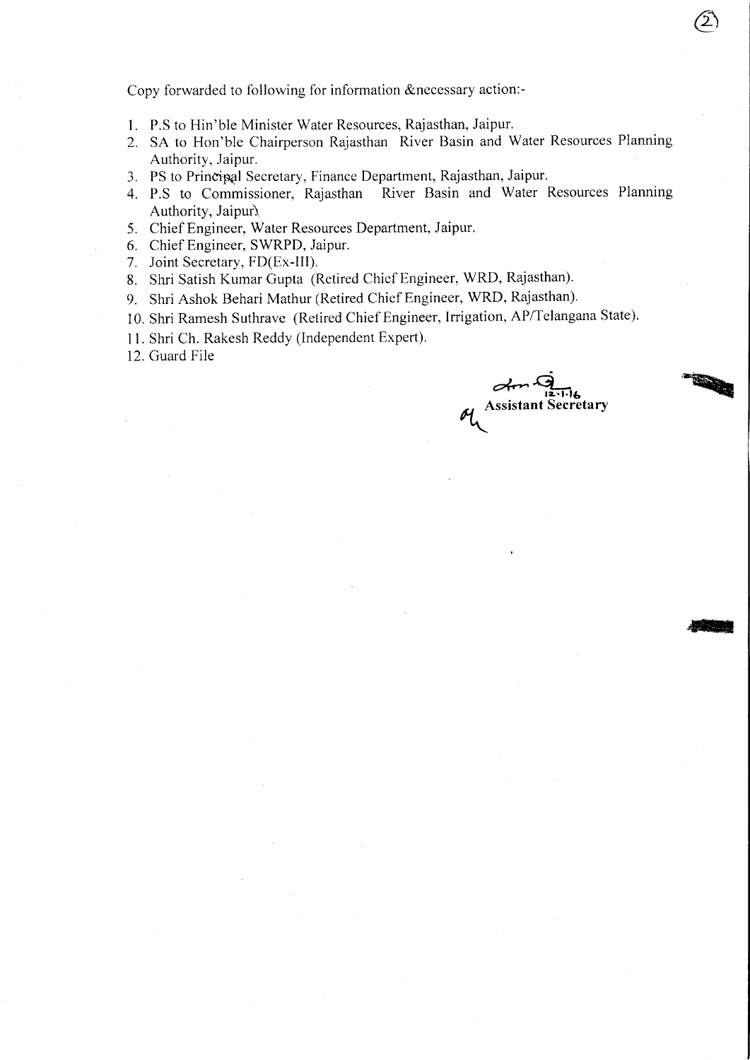Copy forwarded to following for information &necessary action:-

1. P.S to Hin'ble Minister Water Resources, Rajasthan, Jaipur.
2. SA to Hon'ble Chairperson Rajasthan River Basin and Water Resources Planning Authority, Jaipur.
3. PS to Principal Secretary, Finance Department, Rajasthan, Jaipur.
4. P.S to Commissioner, Rajasthan River Basin and Water Resources Planning Authority, Jaipur.
5. Chief Engineer, Water Resources Department, Jaipur.
6. Chief Engineer, SWRPD, Jaipur.
7. Joint Secretary, FD(Ex-III).
8. Shri Satish Kumar Gupta (Retired Chief Engineer, WRD, Rajasthan).
9. Shri Ashok Behari Mathur (Retired Chief Engineer, WRD, Rajasthan).
10. Shri Ramesh Suthrave (Retired Chief Engineer, Irrigation, AP/Telangana State).
11. Shri Ch. Rakesh Reddy (Independent Expert).
12. Guard File

12.1.16

**Assistant Secretary**